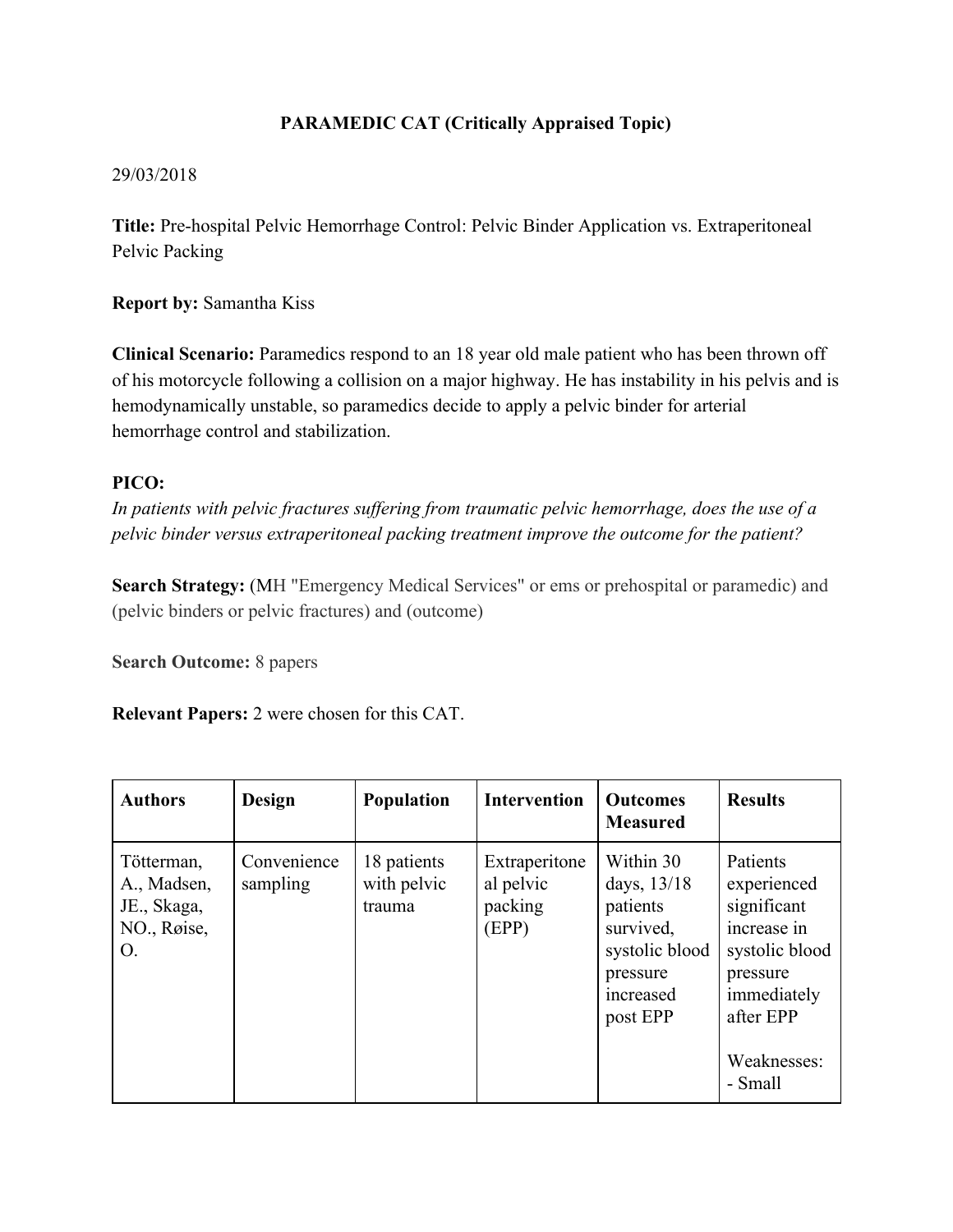**PARAMEDIC CAT (Critically Appraised Topic)**

29/03/2018

**Title:** Pre-hospital Pelvic Hemorrhage Control: Pelvic Binder Application vs. Extraperitoneal Pelvic Packing

**Report by:** Samantha Kiss

**Clinical Scenario:** Paramedics respond to an 18 year old male patient who has been thrown off of his motorcycle following a collision on a major highway. He has instability in his pelvis and is hemodynamically unstable, so paramedics decide to apply a pelvic binder for arterial hemorrhage control and stabilization.

**PICO:**

*In patients with pelvic fractures suffering from traumatic pelvic hemorrhage, does the use of a pelvic binder versus extraperitoneal packing treatment improve the outcome for the patient?*

**Search Strategy:** (MH "Emergency Medical Services" or ems or prehospital or paramedic) and (pelvic binders or pelvic fractures) and (outcome)

**Search Outcome:** 8 papers

**Relevant Papers:** 2 were chosen for this CAT.

| Authors | Design | Population | Intervention | Outcomes Measured | Results |
|---|---|---|---|---|---|
| Tötterman, A., Madsen, JE., Skaga, NO., Røise, O. | Convenience sampling | 18 patients with pelvic trauma | Extraperitoneal pelvic packing (EPP) | Within 30 days, 13/18 patients survived, systolic blood pressure increased post EPP | Patients experienced significant increase in systolic blood pressure immediately after EPP<br><br>Weaknesses:<br>- Small |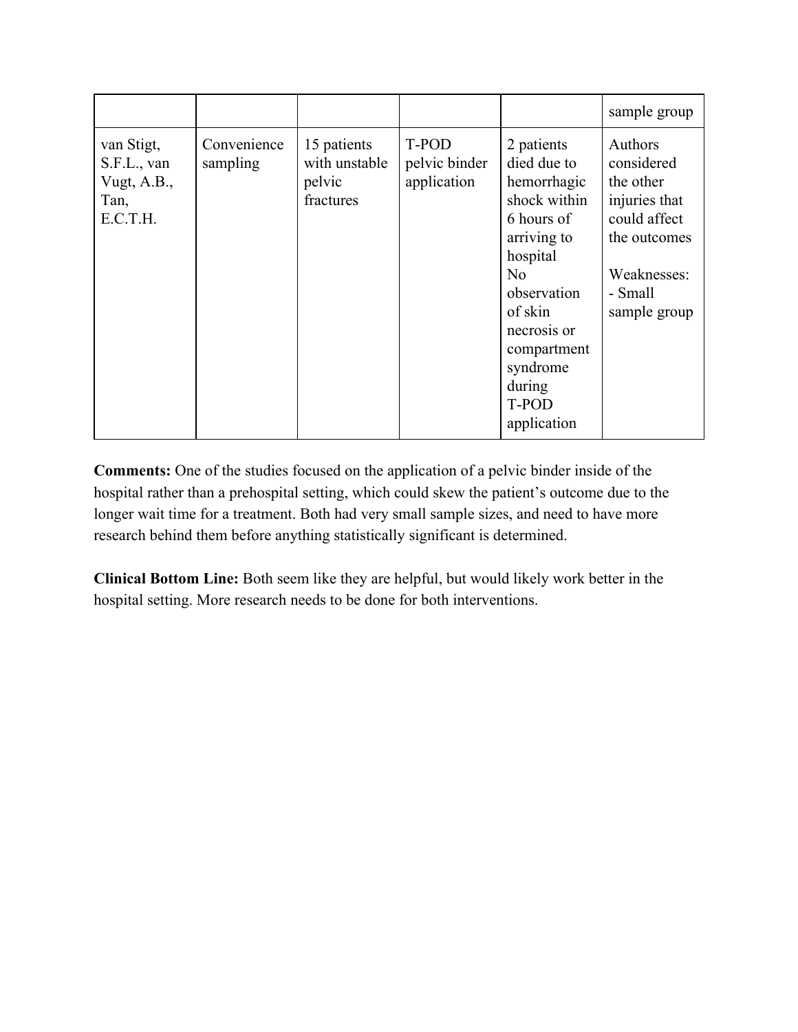| | | | | | |
|---|---|---|---|---|---|
| | | | | | sample group |
| van Stigt, S.F.L., van Vugt, A.B., Tan, E.C.T.H. | Convenience sampling | 15 patients with unstable pelvic fractures | T-POD pelvic binder application | 2 patients died due to hemorrhagic shock within 6 hours of arriving to hospital<br>No observation of skin necrosis or compartment syndrome during T-POD application | Authors considered the other injuries that could affect the outcomes<br><br>Weaknesses:<br>- Small sample group |

**Comments:** One of the studies focused on the application of a pelvic binder inside of the hospital rather than a prehospital setting, which could skew the patient's outcome due to the longer wait time for a treatment. Both had very small sample sizes, and need to have more research behind them before anything statistically significant is determined.

**Clinical Bottom Line:** Both seem like they are helpful, but would likely work better in the hospital setting. More research needs to be done for both interventions.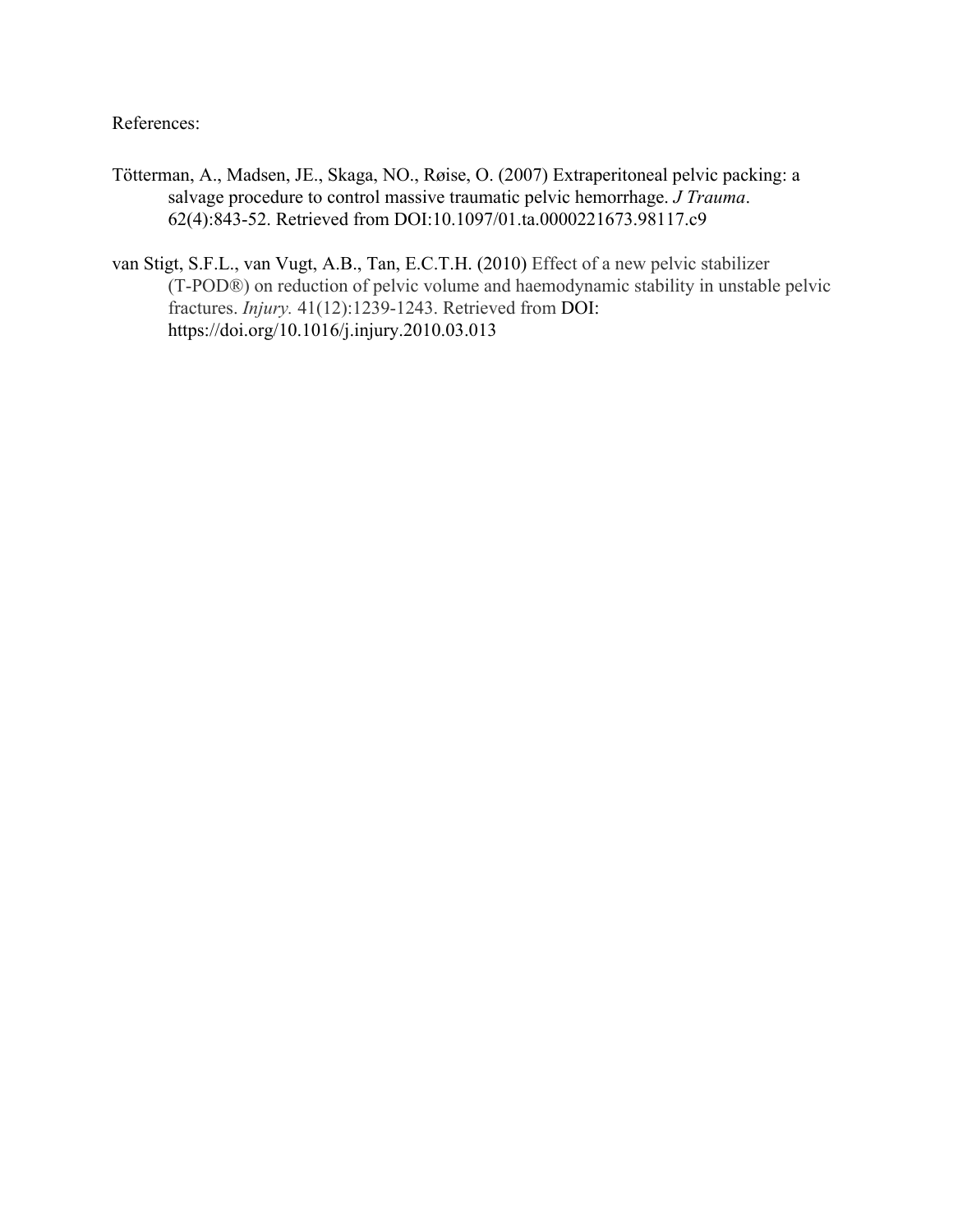References:

Tötterman, A., Madsen, JE., Skaga, NO., Røise, O. (2007) Extraperitoneal pelvic packing: a salvage procedure to control massive traumatic pelvic hemorrhage. *J Trauma*. 62(4):843-52. Retrieved from DOI:10.1097/01.ta.0000221673.98117.c9

van Stigt, S.F.L., van Vugt, A.B., Tan, E.C.T.H. (2010) Effect of a new pelvic stabilizer (T-POD®) on reduction of pelvic volume and haemodynamic stability in unstable pelvic fractures. *Injury.* 41(12):1239-1243. Retrieved from DOI: https://doi.org/10.1016/j.injury.2010.03.013